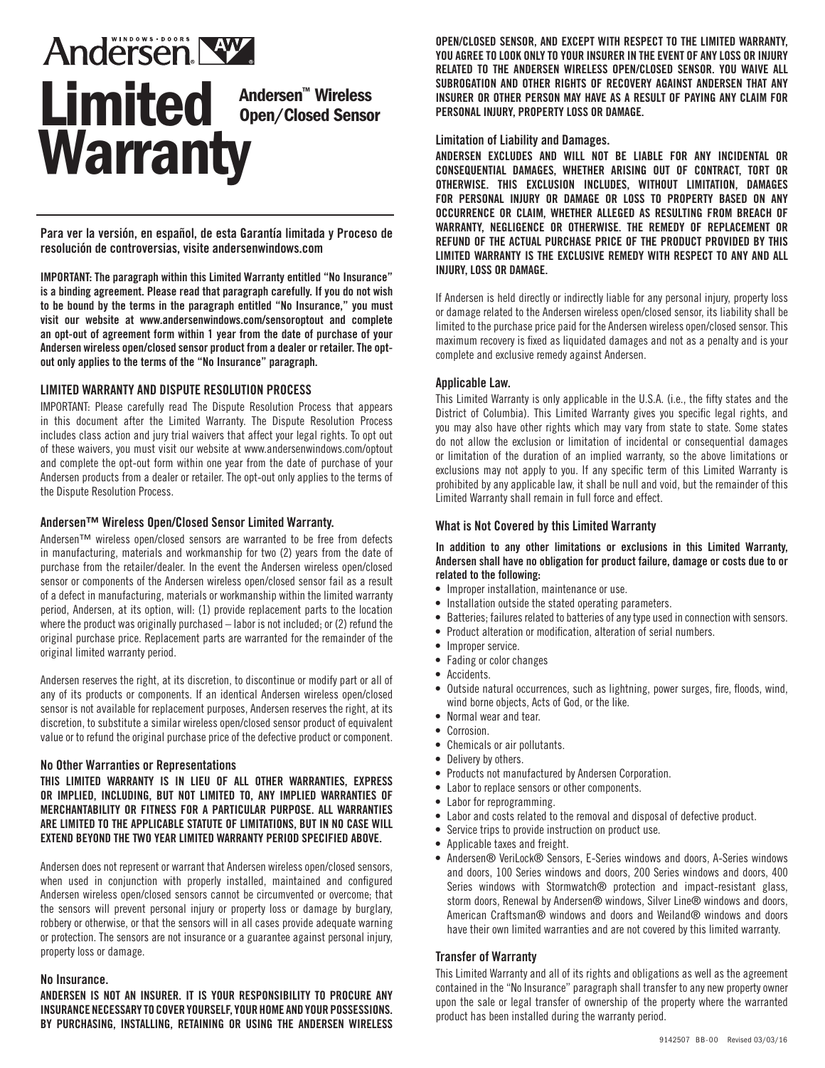# Andersen® Limited Warranty

## Andersen™ Wireless Open/Closed Sensor

**Para ver la versión, en español, de esta Garantía limitada y Proceso de resolución de controversias, visite andersenwindows.com**

**IMPORTANT: The paragraph within this Limited Warranty entitled "No Insurance" is a binding agreement. Please read that paragraph carefully. If you do not wish to be bound by the terms in the paragraph entitled "No Insurance," you must visit our website at www.andersenwindows.com/sensoroptout and complete an opt-out of agreement form within 1 year from the date of purchase of your Andersen wireless open/closed sensor product from a dealer or retailer. The opt-out only applies to the terms of the "No Insurance" paragraph.**

### LIMITED WARRANTY AND DISPUTE RESOLUTION PROCESS

IMPORTANT: Please carefully read The Dispute Resolution Process that appears in this document after the Limited Warranty. The Dispute Resolution Process includes class action and jury trial waivers that affect your legal rights. To opt out of these waivers, you must visit our website at www.andersenwindows.com/optout and complete the opt-out form within one year from the date of purchase of your Andersen products from a dealer or retailer. The opt-out only applies to the terms of the Dispute Resolution Process.

### Andersen™ Wireless Open/Closed Sensor Limited Warranty.

Andersen™ wireless open/closed sensors are warranted to be free from defects in manufacturing, materials and workmanship for two (2) years from the date of purchase from the retailer/dealer. In the event the Andersen wireless open/closed sensor or components of the Andersen wireless open/closed sensor fail as a result of a defect in manufacturing, materials or workmanship within the limited warranty period, Andersen, at its option, will: (1) provide replacement parts to the location where the product was originally purchased – labor is not included; or (2) refund the original purchase price. Replacement parts are warranted for the remainder of the original limited warranty period.

Andersen reserves the right, at its discretion, to discontinue or modify part or all of any of its products or components. If an identical Andersen wireless open/closed sensor is not available for replacement purposes, Andersen reserves the right, at its discretion, to substitute a similar wireless open/closed sensor product of equivalent value or to refund the original purchase price of the defective product or component.

### No Other Warranties or Representations

**THIS LIMITED WARRANTY IS IN LIEU OF ALL OTHER WARRANTIES, EXPRESS OR IMPLIED, INCLUDING, BUT NOT LIMITED TO, ANY IMPLIED WARRANTIES OF MERCHANTABILITY OR FITNESS FOR A PARTICULAR PURPOSE. ALL WARRANTIES ARE LIMITED TO THE APPLICABLE STATUTE OF LIMITATIONS, BUT IN NO CASE WILL EXTEND BEYOND THE TWO YEAR LIMITED WARRANTY PERIOD SPECIFIED ABOVE.**

Andersen does not represent or warrant that Andersen wireless open/closed sensors, when used in conjunction with properly installed, maintained and configured Andersen wireless open/closed sensors cannot be circumvented or overcome; that the sensors will prevent personal injury or property loss or damage by burglary, robbery or otherwise, or that the sensors will in all cases provide adequate warning or protection. The sensors are not insurance or a guarantee against personal injury, property loss or damage.

### No Insurance.

**ANDERSEN IS NOT AN INSURER. IT IS YOUR RESPONSIBILITY TO PROCURE ANY INSURANCE NECESSARY TO COVER YOURSELF, YOUR HOME AND YOUR POSSESSIONS. BY PURCHASING, INSTALLING, RETAINING OR USING THE ANDERSEN WIRELESS OPEN/CLOSED SENSOR, AND EXCEPT WITH RESPECT TO THE LIMITED WARRANTY, YOU AGREE TO LOOK ONLY TO YOUR INSURER IN THE EVENT OF ANY LOSS OR INJURY RELATED TO THE ANDERSEN WIRELESS OPEN/CLOSED SENSOR. YOU WAIVE ALL SUBROGATION AND OTHER RIGHTS OF RECOVERY AGAINST ANDERSEN THAT ANY INSURER OR OTHER PERSON MAY HAVE AS A RESULT OF PAYING ANY CLAIM FOR PERSONAL INJURY, PROPERTY LOSS OR DAMAGE.**

### Limitation of Liability and Damages.

**ANDERSEN EXCLUDES AND WILL NOT BE LIABLE FOR ANY INCIDENTAL OR CONSEQUENTIAL DAMAGES, WHETHER ARISING OUT OF CONTRACT, TORT OR OTHERWISE. THIS EXCLUSION INCLUDES, WITHOUT LIMITATION, DAMAGES FOR PERSONAL INJURY OR DAMAGE OR LOSS TO PROPERTY BASED ON ANY OCCURRENCE OR CLAIM, WHETHER ALLEGED AS RESULTING FROM BREACH OF WARRANTY, NEGLIGENCE OR OTHERWISE. THE REMEDY OF REPLACEMENT OR REFUND OF THE ACTUAL PURCHASE PRICE OF THE PRODUCT PROVIDED BY THIS LIMITED WARRANTY IS THE EXCLUSIVE REMEDY WITH RESPECT TO ANY AND ALL INJURY, LOSS OR DAMAGE.**

If Andersen is held directly or indirectly liable for any personal injury, property loss or damage related to the Andersen wireless open/closed sensor, its liability shall be limited to the purchase price paid for the Andersen wireless open/closed sensor. This maximum recovery is fixed as liquidated damages and not as a penalty and is your complete and exclusive remedy against Andersen.

### Applicable Law.

This Limited Warranty is only applicable in the U.S.A. (i.e., the fifty states and the District of Columbia). This Limited Warranty gives you specific legal rights, and you may also have other rights which may vary from state to state. Some states do not allow the exclusion or limitation of incidental or consequential damages or limitation of the duration of an implied warranty, so the above limitations or exclusions may not apply to you. If any specific term of this Limited Warranty is prohibited by any applicable law, it shall be null and void, but the remainder of this Limited Warranty shall remain in full force and effect.

### What is Not Covered by this Limited Warranty

**In addition to any other limitations or exclusions in this Limited Warranty, Andersen shall have no obligation for product failure, damage or costs due to or related to the following:**

- Improper installation, maintenance or use.
- Installation outside the stated operating parameters.
- Batteries; failures related to batteries of any type used in connection with sensors.
- Product alteration or modification, alteration of serial numbers.
- Improper service.
- Fading or color changes
- Accidents.
- Outside natural occurrences, such as lightning, power surges, fire, floods, wind, wind borne objects, Acts of God, or the like.
- Normal wear and tear.
- Corrosion.
- Chemicals or air pollutants.
- Delivery by others.
- Products not manufactured by Andersen Corporation.
- Labor to replace sensors or other components.
- Labor for reprogramming.
- Labor and costs related to the removal and disposal of defective product.
- Service trips to provide instruction on product use.
- Applicable taxes and freight.
- Andersen® VeriLock® Sensors, E-Series windows and doors, A-Series windows and doors, 100 Series windows and doors, 200 Series windows and doors, 400 Series windows with Stormwatch® protection and impact-resistant glass, storm doors, Renewal by Andersen® windows, Silver Line® windows and doors, American Craftsman® windows and doors and Weiland® windows and doors have their own limited warranties and are not covered by this limited warranty.

### Transfer of Warranty

This Limited Warranty and all of its rights and obligations as well as the agreement contained in the "No Insurance" paragraph shall transfer to any new property owner upon the sale or legal transfer of ownership of the property where the warranted product has been installed during the warranty period.

9142507 BB-00 Revised 03/03/16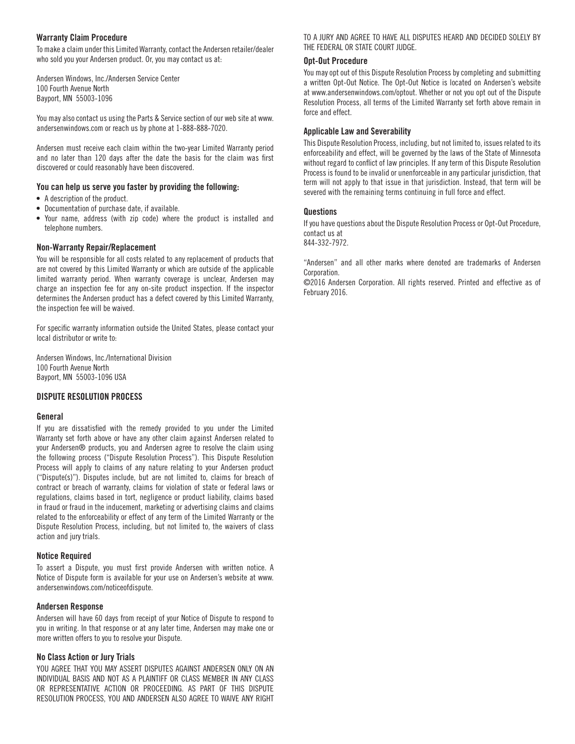### Warranty Claim Procedure

To make a claim under this Limited Warranty, contact the Andersen retailer/dealer who sold you your Andersen product. Or, you may contact us at:

Andersen Windows, Inc./Andersen Service Center
100 Fourth Avenue North
Bayport, MN 55003-1096

You may also contact us using the Parts & Service section of our web site at www.andersenwindows.com or reach us by phone at 1-888-888-7020.

Andersen must receive each claim within the two-year Limited Warranty period and no later than 120 days after the date the basis for the claim was first discovered or could reasonably have been discovered.

### You can help us serve you faster by providing the following:

- A description of the product.
- Documentation of purchase date, if available.
- Your name, address (with zip code) where the product is installed and telephone numbers.

### Non-Warranty Repair/Replacement

You will be responsible for all costs related to any replacement of products that are not covered by this Limited Warranty or which are outside of the applicable limited warranty period. When warranty coverage is unclear, Andersen may charge an inspection fee for any on-site product inspection. If the inspector determines the Andersen product has a defect covered by this Limited Warranty, the inspection fee will be waived.

For specific warranty information outside the United States, please contact your local distributor or write to:

Andersen Windows, Inc./International Division
100 Fourth Avenue North
Bayport, MN 55003-1096 USA

## DISPUTE RESOLUTION PROCESS

### General

If you are dissatisfied with the remedy provided to you under the Limited Warranty set forth above or have any other claim against Andersen related to your Andersen® products, you and Andersen agree to resolve the claim using the following process ("Dispute Resolution Process"). This Dispute Resolution Process will apply to claims of any nature relating to your Andersen product ("Dispute(s)"). Disputes include, but are not limited to, claims for breach of contract or breach of warranty, claims for violation of state or federal laws or regulations, claims based in tort, negligence or product liability, claims based in fraud or fraud in the inducement, marketing or advertising claims and claims related to the enforceability or effect of any term of the Limited Warranty or the Dispute Resolution Process, including, but not limited to, the waivers of class action and jury trials.

### Notice Required

To assert a Dispute, you must first provide Andersen with written notice. A Notice of Dispute form is available for your use on Andersen's website at www.andersenwindows.com/noticeofdispute.

### Andersen Response

Andersen will have 60 days from receipt of your Notice of Dispute to respond to you in writing. In that response or at any later time, Andersen may make one or more written offers to you to resolve your Dispute.

### No Class Action or Jury Trials

YOU AGREE THAT YOU MAY ASSERT DISPUTES AGAINST ANDERSEN ONLY ON AN INDIVIDUAL BASIS AND NOT AS A PLAINTIFF OR CLASS MEMBER IN ANY CLASS OR REPRESENTATIVE ACTION OR PROCEEDING. AS PART OF THIS DISPUTE RESOLUTION PROCESS, YOU AND ANDERSEN ALSO AGREE TO WAIVE ANY RIGHT TO A JURY AND AGREE TO HAVE ALL DISPUTES HEARD AND DECIDED SOLELY BY THE FEDERAL OR STATE COURT JUDGE.

### Opt-Out Procedure

You may opt out of this Dispute Resolution Process by completing and submitting a written Opt-Out Notice. The Opt-Out Notice is located on Andersen's website at www.andersenwindows.com/optout. Whether or not you opt out of the Dispute Resolution Process, all terms of the Limited Warranty set forth above remain in force and effect.

### Applicable Law and Severability

This Dispute Resolution Process, including, but not limited to, issues related to its enforceability and effect, will be governed by the laws of the State of Minnesota without regard to conflict of law principles. If any term of this Dispute Resolution Process is found to be invalid or unenforceable in any particular jurisdiction, that term will not apply to that issue in that jurisdiction. Instead, that term will be severed with the remaining terms continuing in full force and effect.

### Questions

If you have questions about the Dispute Resolution Process or Opt-Out Procedure, contact us at
844-332-7972.

"Andersen" and all other marks where denoted are trademarks of Andersen Corporation.

©2016 Andersen Corporation. All rights reserved. Printed and effective as of February 2016.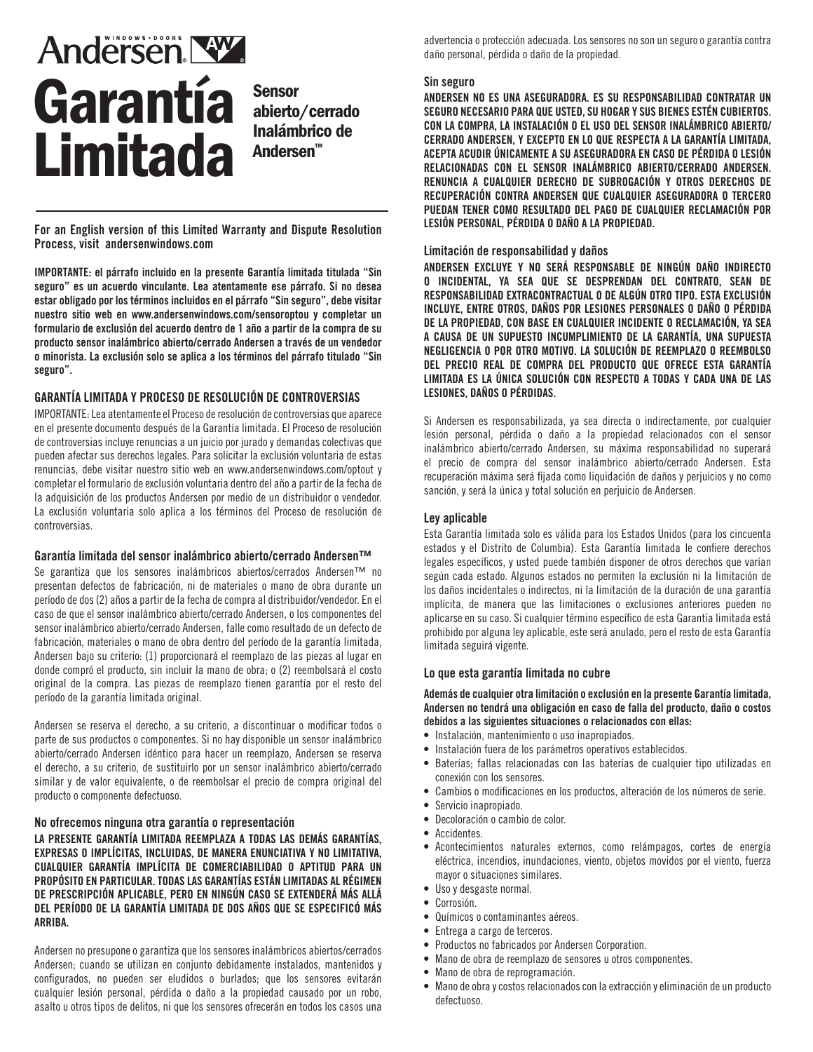Andersen WINDOWS • DOORS

# Garantía Limitada

**Sensor abierto/cerrado Inalámbrico de Andersen™**

**For an English version of this Limited Warranty and Dispute Resolution Process, visit andersenwindows.com**

**IMPORTANTE: el párrafo incluido en la presente Garantía limitada titulada "Sin seguro" es un acuerdo vinculante. Lea atentamente ese párrafo. Si no desea estar obligado por los términos incluidos en el párrafo "Sin seguro", debe visitar nuestro sitio web en www.andersenwindows.com/sensoroptou y completar un formulario de exclusión del acuerdo dentro de 1 año a partir de la compra de su producto sensor inalámbrico abierto/cerrado Andersen a través de un vendedor o minorista. La exclusión solo se aplica a los términos del párrafo titulado "Sin seguro".**

### GARANTÍA LIMITADA Y PROCESO DE RESOLUCIÓN DE CONTROVERSIAS

IMPORTANTE: Lea atentamente el Proceso de resolución de controversias que aparece en el presente documento después de la Garantía limitada. El Proceso de resolución de controversias incluye renuncias a un juicio por jurado y demandas colectivas que pueden afectar sus derechos legales. Para solicitar la exclusión voluntaria de estas renuncias, debe visitar nuestro sitio web en www.andersenwindows.com/optout y completar el formulario de exclusión voluntaria dentro del año a partir de la fecha de la adquisición de los productos Andersen por medio de un distribuidor o vendedor. La exclusión voluntaria solo aplica a los términos del Proceso de resolución de controversias.

### Garantía limitada del sensor inalámbrico abierto/cerrado Andersen™

Se garantiza que los sensores inalámbricos abiertos/cerrados Andersen™ no presentan defectos de fabricación, ni de materiales o mano de obra durante un período de dos (2) años a partir de la fecha de compra al distribuidor/vendedor. En el caso de que el sensor inalámbrico abierto/cerrado Andersen, o los componentes del sensor inalámbrico abierto/cerrado Andersen, falle como resultado de un defecto de fabricación, materiales o mano de obra dentro del período de la garantía limitada, Andersen bajo su criterio: (1) proporcionará el reemplazo de las piezas al lugar en donde compró el producto, sin incluir la mano de obra; o (2) reembolsará el costo original de la compra. Las piezas de reemplazo tienen garantía por el resto del período de la garantía limitada original.

Andersen se reserva el derecho, a su criterio, a discontinuar o modificar todos o parte de sus productos o componentes. Si no hay disponible un sensor inalámbrico abierto/cerrado Andersen idéntico para hacer un reemplazo, Andersen se reserva el derecho, a su criterio, de sustituirlo por un sensor inalámbrico abierto/cerrado similar y de valor equivalente, o de reembolsar el precio de compra original del producto o componente defectuoso.

### No ofrecemos ninguna otra garantía o representación

**LA PRESENTE GARANTÍA LIMITADA REEMPLAZA A TODAS LAS DEMÁS GARANTÍAS, EXPRESAS O IMPLÍCITAS, INCLUIDAS, DE MANERA ENUNCIATIVA Y NO LIMITATIVA, CUALQUIER GARANTÍA IMPLÍCITA DE COMERCIABILIDAD O APTITUD PARA UN PROPÓSITO EN PARTICULAR. TODAS LAS GARANTÍAS ESTÁN LIMITADAS AL RÉGIMEN DE PRESCRIPCIÓN APLICABLE, PERO EN NINGÚN CASO SE EXTENDERÁ MÁS ALLÁ DEL PERÍODO DE LA GARANTÍA LIMITADA DE DOS AÑOS QUE SE ESPECIFICÓ MÁS ARRIBA.**

Andersen no presupone o garantiza que los sensores inalámbricos abiertos/cerrados Andersen; cuando se utilizan en conjunto debidamente instalados, mantenidos y configurados, no pueden ser eludidos o burlados; que los sensores evitarán cualquier lesión personal, pérdida o daño a la propiedad causado por un robo, asalto u otros tipos de delitos, ni que los sensores ofrecerán en todos los casos una advertencia o protección adecuada. Los sensores no son un seguro o garantía contra daño personal, pérdida o daño de la propiedad.

### Sin seguro

**ANDERSEN NO ES UNA ASEGURADORA. ES SU RESPONSABILIDAD CONTRATAR UN SEGURO NECESARIO PARA QUE USTED, SU HOGAR Y SUS BIENES ESTÉN CUBIERTOS. CON LA COMPRA, LA INSTALACIÓN O EL USO DEL SENSOR INALÁMBRICO ABIERTO/CERRADO ANDERSEN, Y EXCEPTO EN LO QUE RESPECTA A LA GARANTÍA LIMITADA, ACEPTA ACUDIR ÚNICAMENTE A SU ASEGURADORA EN CASO DE PÉRDIDA O LESIÓN RELACIONADAS CON EL SENSOR INALÁMBRICO ABIERTO/CERRADO ANDERSEN. RENUNCIA A CUALQUIER DERECHO DE SUBROGACIÓN Y OTROS DERECHOS DE RECUPERACIÓN CONTRA ANDERSEN QUE CUALQUIER ASEGURADORA O TERCERO PUEDAN TENER COMO RESULTADO DEL PAGO DE CUALQUIER RECLAMACIÓN POR LESIÓN PERSONAL, PÉRDIDA O DAÑO A LA PROPIEDAD.**

### Limitación de responsabilidad y daños

**ANDERSEN EXCLUYE Y NO SERÁ RESPONSABLE DE NINGÚN DAÑO INDIRECTO O INCIDENTAL, YA SEA QUE SE DESPRENDAN DEL CONTRATO, SEAN DE RESPONSABILIDAD EXTRACONTRACTUAL O DE ALGÚN OTRO TIPO. ESTA EXCLUSIÓN INCLUYE, ENTRE OTROS, DAÑOS POR LESIONES PERSONALES O DAÑO O PÉRDIDA DE LA PROPIEDAD, CON BASE EN CUALQUIER INCIDENTE O RECLAMACIÓN, YA SEA A CAUSA DE UN SUPUESTO INCUMPLIMIENTO DE LA GARANTÍA, UNA SUPUESTA NEGLIGENCIA O POR OTRO MOTIVO. LA SOLUCIÓN DE REEMPLAZO O REEMBOLSO DEL PRECIO REAL DE COMPRA DEL PRODUCTO QUE OFRECE ESTA GARANTÍA LIMITADA ES LA ÚNICA SOLUCIÓN CON RESPECTO A TODAS Y CADA UNA DE LAS LESIONES, DAÑOS O PÉRDIDAS.**

Si Andersen es responsabilizada, ya sea directa o indirectamente, por cualquier lesión personal, pérdida o daño a la propiedad relacionados con el sensor inalámbrico abierto/cerrado Andersen, su máxima responsabilidad no superará el precio de compra del sensor inalámbrico abierto/cerrado Andersen. Esta recuperación máxima será fijada como liquidación de daños y perjuicios y no como sanción, y será la única y total solución en perjuicio de Andersen.

### Ley aplicable

Esta Garantía limitada solo es válida para los Estados Unidos (para los cincuenta estados y el Distrito de Columbia). Esta Garantía limitada le confiere derechos legales específicos, y usted puede también disponer de otros derechos que varían según cada estado. Algunos estados no permiten la exclusión ni la limitación de los daños incidentales o indirectos, ni la limitación de la duración de una garantía implícita, de manera que las limitaciones o exclusiones anteriores pueden no aplicarse en su caso. Si cualquier término específico de esta Garantía limitada está prohibido por alguna ley aplicable, este será anulado, pero el resto de esta Garantía limitada seguirá vigente.

### Lo que esta garantía limitada no cubre

**Además de cualquier otra limitación o exclusión en la presente Garantía limitada, Andersen no tendrá una obligación en caso de falla del producto, daño o costos debidos a las siguientes situaciones o relacionados con ellas:**

- Instalación, mantenimiento o uso inapropiados.
- Instalación fuera de los parámetros operativos establecidos.
- Baterías; fallas relacionadas con las baterías de cualquier tipo utilizadas en conexión con los sensores.
- Cambios o modificaciones en los productos, alteración de los números de serie.
- Servicio inapropiado.
- Decoloración o cambio de color.
- Accidentes.
- Acontecimientos naturales externos, como relámpagos, cortes de energía eléctrica, incendios, inundaciones, viento, objetos movidos por el viento, fuerza mayor o situaciones similares.
- Uso y desgaste normal.
- Corrosión.
- Químicos o contaminantes aéreos.
- Entrega a cargo de terceros.
- Productos no fabricados por Andersen Corporation.
- Mano de obra de reemplazo de sensores u otros componentes.
- Mano de obra de reprogramación.
- Mano de obra y costos relacionados con la extracción y eliminación de un producto defectuoso.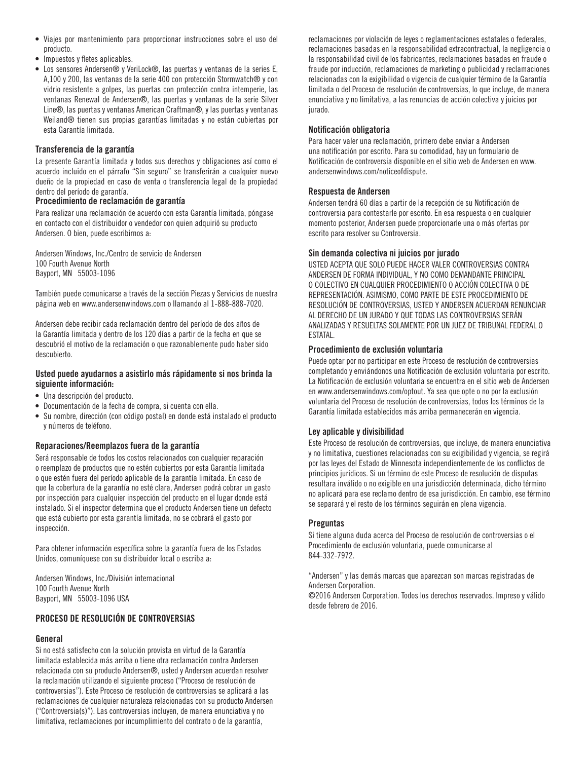- Viajes por mantenimiento para proporcionar instrucciones sobre el uso del producto.
- Impuestos y fletes aplicables.
- Los sensores Andersen® y VeriLock®, las puertas y ventanas de la series E, A,100 y 200, las ventanas de la serie 400 con protección Stormwatch® y con vidrio resistente a golpes, las puertas con protección contra intemperie, las ventanas Renewal de Andersen®, las puertas y ventanas de la serie Silver Line®, las puertas y ventanas American Craftman®, y las puertas y ventanas Weiland® tienen sus propias garantías limitadas y no están cubiertas por esta Garantía limitada.

### Transferencia de la garantía

La presente Garantía limitada y todos sus derechos y obligaciones así como el acuerdo incluido en el párrafo "Sin seguro" se transferirán a cualquier nuevo dueño de la propiedad en caso de venta o transferencia legal de la propiedad dentro del período de garantía.

### Procedimiento de reclamación de garantía

Para realizar una reclamación de acuerdo con esta Garantía limitada, póngase en contacto con el distribuidor o vendedor con quien adquirió su producto Andersen. O bien, puede escribirnos a:

Andersen Windows, Inc./Centro de servicio de Andersen
100 Fourth Avenue North
Bayport, MN 55003-1096

También puede comunicarse a través de la sección Piezas y Servicios de nuestra página web en www.andersenwindows.com o llamando al 1-888-888-7020.

Andersen debe recibir cada reclamación dentro del período de dos años de la Garantía limitada y dentro de los 120 días a partir de la fecha en que se descubrió el motivo de la reclamación o que razonablemente pudo haber sido descubierto.

### Usted puede ayudarnos a asistirlo más rápidamente si nos brinda la siguiente información:

- Una descripción del producto.
- Documentación de la fecha de compra, si cuenta con ella.
- Su nombre, dirección (con código postal) en donde está instalado el producto y números de teléfono.

### Reparaciones/Reemplazos fuera de la garantía

Será responsable de todos los costos relacionados con cualquier reparación o reemplazo de productos que no estén cubiertos por esta Garantía limitada o que estén fuera del período aplicable de la garantía limitada. En caso de que la cobertura de la garantía no esté clara, Andersen podrá cobrar un gasto por inspección para cualquier inspección del producto en el lugar donde está instalado. Si el inspector determina que el producto Andersen tiene un defecto que está cubierto por esta garantía limitada, no se cobrará el gasto por inspección.

Para obtener información específica sobre la garantía fuera de los Estados Unidos, comuníquese con su distribuidor local o escriba a:

Andersen Windows, Inc./División internacional
100 Fourth Avenue North
Bayport, MN 55003-1096 USA

## PROCESO DE RESOLUCIÓN DE CONTROVERSIAS

### General

Si no está satisfecho con la solución provista en virtud de la Garantía limitada establecida más arriba o tiene otra reclamación contra Andersen relacionada con su producto Andersen®, usted y Andersen acuerdan resolver la reclamación utilizando el siguiente proceso ("Proceso de resolución de controversias"). Este Proceso de resolución de controversias se aplicará a las reclamaciones de cualquier naturaleza relacionadas con su producto Andersen ("Controversia(s)"). Las controversias incluyen, de manera enunciativa y no limitativa, reclamaciones por incumplimiento del contrato o de la garantía, reclamaciones por violación de leyes o reglamentaciones estatales o federales, reclamaciones basadas en la responsabilidad extracontractual, la negligencia o la responsabilidad civil de los fabricantes, reclamaciones basadas en fraude o fraude por inducción, reclamaciones de marketing o publicidad y reclamaciones relacionadas con la exigibilidad o vigencia de cualquier término de la Garantía limitada o del Proceso de resolución de controversias, lo que incluye, de manera enunciativa y no limitativa, a las renuncias de acción colectiva y juicios por jurado.

### Notificación obligatoria

Para hacer valer una reclamación, primero debe enviar a Andersen una notificación por escrito. Para su comodidad, hay un formulario de Notificación de controversia disponible en el sitio web de Andersen en www.andersenwindows.com/noticeofdispute.

### Respuesta de Andersen

Andersen tendrá 60 días a partir de la recepción de su Notificación de controversia para contestarle por escrito. En esa respuesta o en cualquier momento posterior, Andersen puede proporcionarle una o más ofertas por escrito para resolver su Controversia.

### Sin demanda colectiva ni juicios por jurado

USTED ACEPTA QUE SOLO PUEDE HACER VALER CONTROVERSIAS CONTRA ANDERSEN DE FORMA INDIVIDUAL, Y NO COMO DEMANDANTE PRINCIPAL O COLECTIVO EN CUALQUIER PROCEDIMIENTO O ACCIÓN COLECTIVA O DE REPRESENTACIÓN. ASIMISMO, COMO PARTE DE ESTE PROCEDIMIENTO DE RESOLUCIÓN DE CONTROVERSIAS, USTED Y ANDERSEN ACUERDAN RENUNCIAR AL DERECHO DE UN JURADO Y QUE TODAS LAS CONTROVERSIAS SERÁN ANALIZADAS Y RESUELTAS SOLAMENTE POR UN JUEZ DE TRIBUNAL FEDERAL O ESTATAL.

### Procedimiento de exclusión voluntaria

Puede optar por no participar en este Proceso de resolución de controversias completando y enviándonos una Notificación de exclusión voluntaria por escrito. La Notificación de exclusión voluntaria se encuentra en el sitio web de Andersen en www.andersenwindows.com/optout. Ya sea que opte o no por la exclusión voluntaria del Proceso de resolución de controversias, todos los términos de la Garantía limitada establecidos más arriba permanecerán en vigencia.

### Ley aplicable y divisibilidad

Este Proceso de resolución de controversias, que incluye, de manera enunciativa y no limitativa, cuestiones relacionadas con su exigibilidad y vigencia, se regirá por las leyes del Estado de Minnesota independientemente de los conflictos de principios jurídicos. Si un término de este Proceso de resolución de disputas resultara inválido o no exigible en una jurisdicción determinada, dicho término no aplicará para ese reclamo dentro de esa jurisdicción. En cambio, ese término se separará y el resto de los términos seguirán en plena vigencia.

### Preguntas

Si tiene alguna duda acerca del Proceso de resolución de controversias o el Procedimiento de exclusión voluntaria, puede comunicarse al 844-332-7972.

"Andersen" y las demás marcas que aparezcan son marcas registradas de Andersen Corporation.
©2016 Andersen Corporation. Todos los derechos reservados. Impreso y válido desde febrero de 2016.